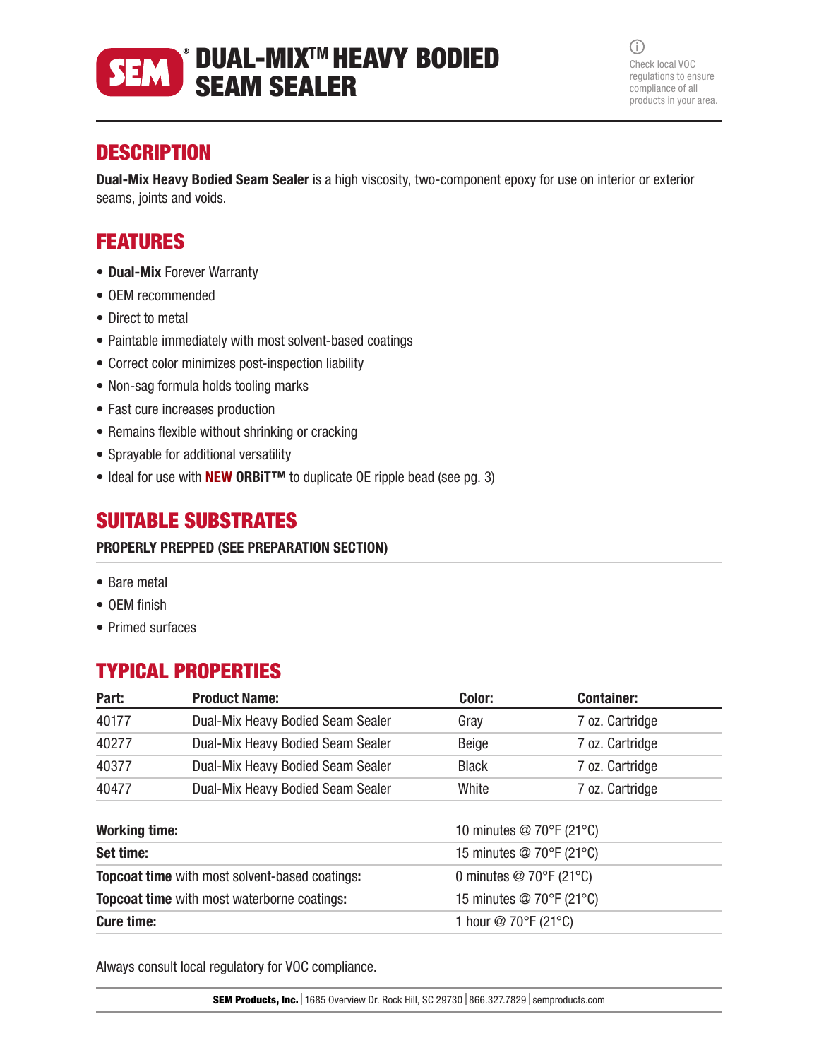# SEM® DUAL-MIX™ HEAVY BODIED SEAM SEALER

Check local VOC regulations to ensure compliance of all products in your area.

## DESCRIPTION

**Dual-Mix Heavy Bodied Seam Sealer** is a high viscosity, two-component epoxy for use on interior or exterior seams, joints and voids.

## FEATURES

- **Dual-Mix** Forever Warranty
- OEM recommended
- Direct to metal
- Paintable immediately with most solvent-based coatings
- Correct color minimizes post-inspection liability
- Non-sag formula holds tooling marks
- Fast cure increases production
- Remains flexible without shrinking or cracking
- Sprayable for additional versatility
- Ideal for use with **NEW ORBiT™** to duplicate OE ripple bead (see pg. 3)

## SUITABLE SUBSTRATES

**PROPERLY PREPPED (SEE PREPARATION SECTION)**

- Bare metal
- OEM finish
- Primed surfaces

## TYPICAL PROPERTIES

| Part: | Product Name: | Color: | Container: |
|---|---|---|---|
| 40177 | Dual-Mix Heavy Bodied Seam Sealer | Gray | 7 oz. Cartridge |
| 40277 | Dual-Mix Heavy Bodied Seam Sealer | Beige | 7 oz. Cartridge |
| 40377 | Dual-Mix Heavy Bodied Seam Sealer | Black | 7 oz. Cartridge |
| 40477 | Dual-Mix Heavy Bodied Seam Sealer | White | 7 oz. Cartridge |

| | |
|---|---|
| **Working time:** | 10 minutes @ 70°F (21°C) |
| **Set time:** | 15 minutes @ 70°F (21°C) |
| **Topcoat time** with most solvent-based coatings**:** | 0 minutes @ 70°F (21°C) |
| **Topcoat time** with most waterborne coatings**:** | 15 minutes @ 70°F (21°C) |
| **Cure time:** | 1 hour @ 70°F (21°C) |

Always consult local regulatory for VOC compliance.

**SEM Products, Inc.** | 1685 Overview Dr. Rock Hill, SC 29730 | 866.327.7829 | semproducts.com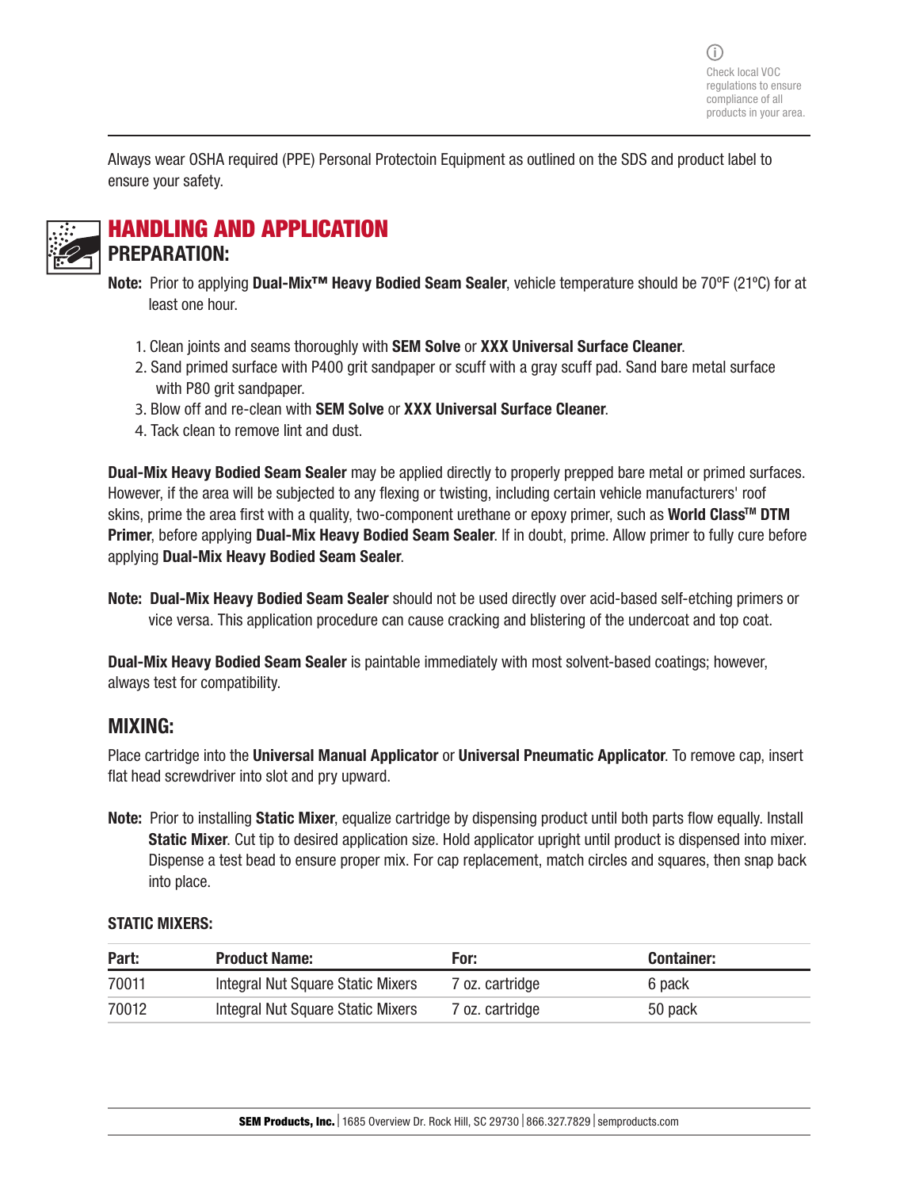Check local VOC regulations to ensure compliance of all products in your area.

Always wear OSHA required (PPE) Personal Protectoin Equipment as outlined on the SDS and product label to ensure your safety.

## HANDLING AND APPLICATION

### PREPARATION:

**Note:** Prior to applying **Dual-Mix™ Heavy Bodied Seam Sealer**, vehicle temperature should be 70ºF (21ºC) for at least one hour.

1. Clean joints and seams thoroughly with **SEM Solve** or **XXX Universal Surface Cleaner**.
2. Sand primed surface with P400 grit sandpaper or scuff with a gray scuff pad. Sand bare metal surface with P80 grit sandpaper.
3. Blow off and re-clean with **SEM Solve** or **XXX Universal Surface Cleaner**.
4. Tack clean to remove lint and dust.

**Dual-Mix Heavy Bodied Seam Sealer** may be applied directly to properly prepped bare metal or primed surfaces. However, if the area will be subjected to any flexing or twisting, including certain vehicle manufacturers' roof skins, prime the area first with a quality, two-component urethane or epoxy primer, such as **World Class™ DTM Primer**, before applying **Dual-Mix Heavy Bodied Seam Sealer**. If in doubt, prime. Allow primer to fully cure before applying **Dual-Mix Heavy Bodied Seam Sealer**.

**Note: Dual-Mix Heavy Bodied Seam Sealer** should not be used directly over acid-based self-etching primers or vice versa. This application procedure can cause cracking and blistering of the undercoat and top coat.

**Dual-Mix Heavy Bodied Seam Sealer** is paintable immediately with most solvent-based coatings; however, always test for compatibility.

### MIXING:

Place cartridge into the **Universal Manual Applicator** or **Universal Pneumatic Applicator**. To remove cap, insert flat head screwdriver into slot and pry upward.

**Note:** Prior to installing **Static Mixer**, equalize cartridge by dispensing product until both parts flow equally. Install **Static Mixer**. Cut tip to desired application size. Hold applicator upright until product is dispensed into mixer. Dispense a test bead to ensure proper mix. For cap replacement, match circles and squares, then snap back into place.

**STATIC MIXERS:**

| Part: | Product Name: | For: | Container: |
|---|---|---|---|
| 70011 | Integral Nut Square Static Mixers | 7 oz. cartridge | 6 pack |
| 70012 | Integral Nut Square Static Mixers | 7 oz. cartridge | 50 pack |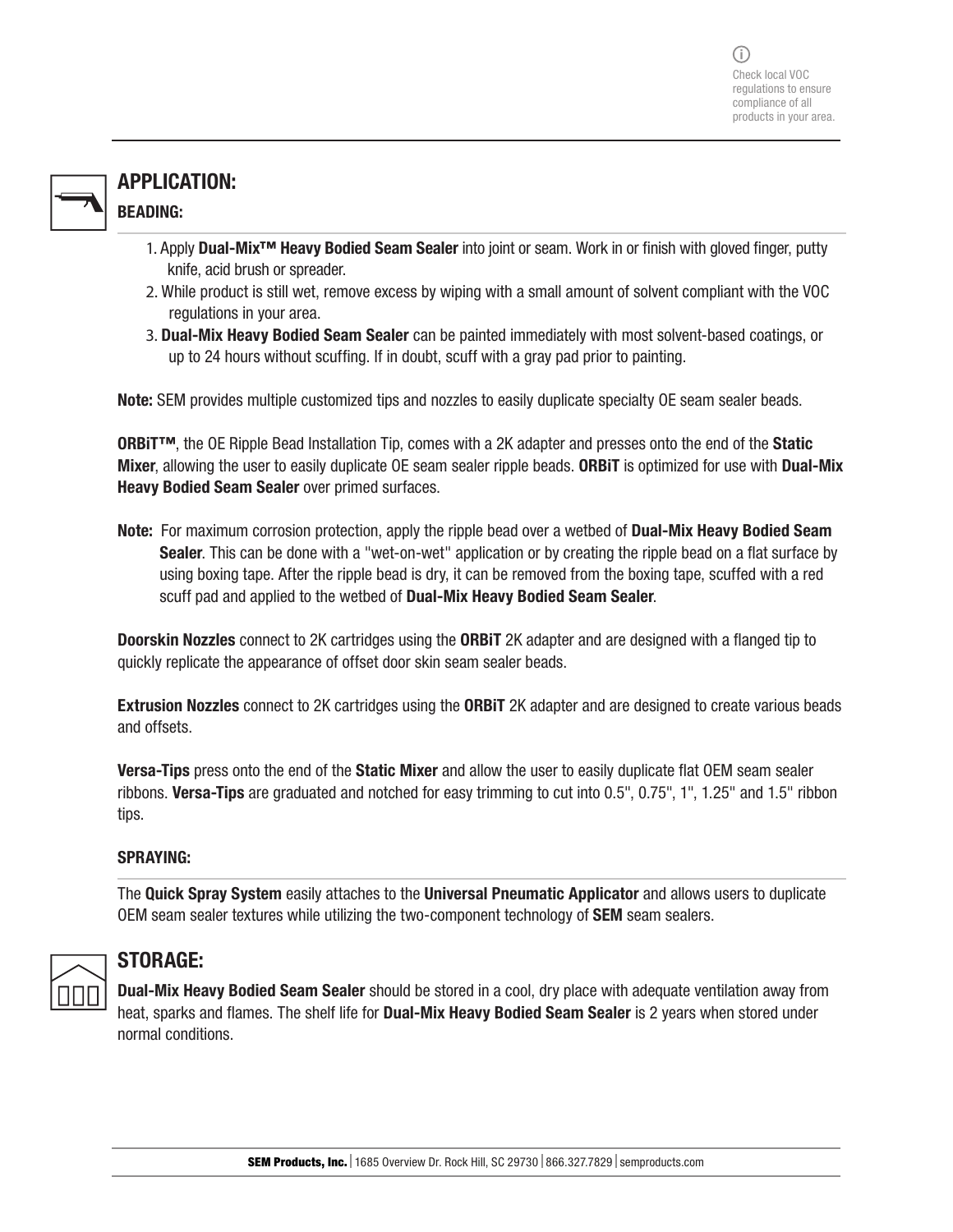Check local VOC regulations to ensure compliance of all products in your area.

## APPLICATION:

### BEADING:

1. Apply **Dual-Mix™ Heavy Bodied Seam Sealer** into joint or seam. Work in or finish with gloved finger, putty knife, acid brush or spreader.
2. While product is still wet, remove excess by wiping with a small amount of solvent compliant with the VOC regulations in your area.
3. **Dual-Mix Heavy Bodied Seam Sealer** can be painted immediately with most solvent-based coatings, or up to 24 hours without scuffing. If in doubt, scuff with a gray pad prior to painting.

**Note:** SEM provides multiple customized tips and nozzles to easily duplicate specialty OE seam sealer beads.

**ORBiT™**, the OE Ripple Bead Installation Tip, comes with a 2K adapter and presses onto the end of the **Static Mixer**, allowing the user to easily duplicate OE seam sealer ripple beads. **ORBiT** is optimized for use with **Dual-Mix Heavy Bodied Seam Sealer** over primed surfaces.

**Note:** For maximum corrosion protection, apply the ripple bead over a wetbed of **Dual-Mix Heavy Bodied Seam Sealer**. This can be done with a "wet-on-wet" application or by creating the ripple bead on a flat surface by using boxing tape. After the ripple bead is dry, it can be removed from the boxing tape, scuffed with a red scuff pad and applied to the wetbed of **Dual-Mix Heavy Bodied Seam Sealer**.

**Doorskin Nozzles** connect to 2K cartridges using the **ORBiT** 2K adapter and are designed with a flanged tip to quickly replicate the appearance of offset door skin seam sealer beads.

**Extrusion Nozzles** connect to 2K cartridges using the **ORBiT** 2K adapter and are designed to create various beads and offsets.

**Versa-Tips** press onto the end of the **Static Mixer** and allow the user to easily duplicate flat OEM seam sealer ribbons. **Versa-Tips** are graduated and notched for easy trimming to cut into 0.5", 0.75", 1", 1.25" and 1.5" ribbon tips.

### SPRAYING:

The **Quick Spray System** easily attaches to the **Universal Pneumatic Applicator** and allows users to duplicate OEM seam sealer textures while utilizing the two-component technology of **SEM** seam sealers.

## STORAGE:

**Dual-Mix Heavy Bodied Seam Sealer** should be stored in a cool, dry place with adequate ventilation away from heat, sparks and flames. The shelf life for **Dual-Mix Heavy Bodied Seam Sealer** is 2 years when stored under normal conditions.

**SEM Products, Inc.** | 1685 Overview Dr. Rock Hill, SC 29730 | 866.327.7829 | semproducts.com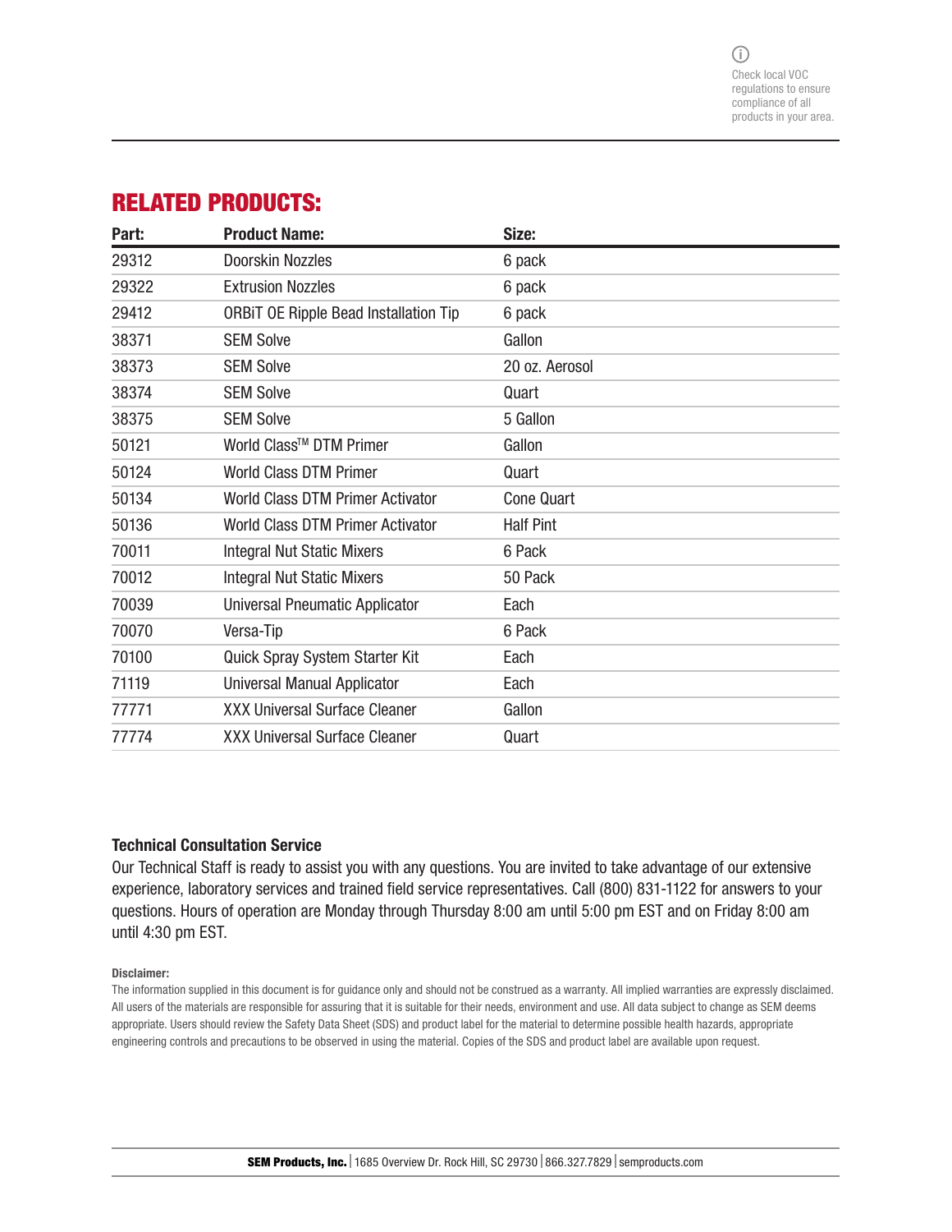Check local VOC regulations to ensure compliance of all products in your area.

## RELATED PRODUCTS:

| Part: | Product Name: | Size: |
|---|---|---|
| 29312 | Doorskin Nozzles | 6 pack |
| 29322 | Extrusion Nozzles | 6 pack |
| 29412 | ORBiT OE Ripple Bead Installation Tip | 6 pack |
| 38371 | SEM Solve | Gallon |
| 38373 | SEM Solve | 20 oz. Aerosol |
| 38374 | SEM Solve | Quart |
| 38375 | SEM Solve | 5 Gallon |
| 50121 | World Class™ DTM Primer | Gallon |
| 50124 | World Class DTM Primer | Quart |
| 50134 | World Class DTM Primer Activator | Cone Quart |
| 50136 | World Class DTM Primer Activator | Half Pint |
| 70011 | Integral Nut Static Mixers | 6 Pack |
| 70012 | Integral Nut Static Mixers | 50 Pack |
| 70039 | Universal Pneumatic Applicator | Each |
| 70070 | Versa-Tip | 6 Pack |
| 70100 | Quick Spray System Starter Kit | Each |
| 71119 | Universal Manual Applicator | Each |
| 77771 | XXX Universal Surface Cleaner | Gallon |
| 77774 | XXX Universal Surface Cleaner | Quart |

### Technical Consultation Service

Our Technical Staff is ready to assist you with any questions. You are invited to take advantage of our extensive experience, laboratory services and trained field service representatives. Call (800) 831-1122 for answers to your questions. Hours of operation are Monday through Thursday 8:00 am until 5:00 pm EST and on Friday 8:00 am until 4:30 pm EST.

**Disclaimer:**

The information supplied in this document is for guidance only and should not be construed as a warranty. All implied warranties are expressly disclaimed. All users of the materials are responsible for assuring that it is suitable for their needs, environment and use. All data subject to change as SEM deems appropriate. Users should review the Safety Data Sheet (SDS) and product label for the material to determine possible health hazards, appropriate engineering controls and precautions to be observed in using the material. Copies of the SDS and product label are available upon request.

**SEM Products, Inc.** | 1685 Overview Dr. Rock Hill, SC 29730 | 866.327.7829 | semproducts.com